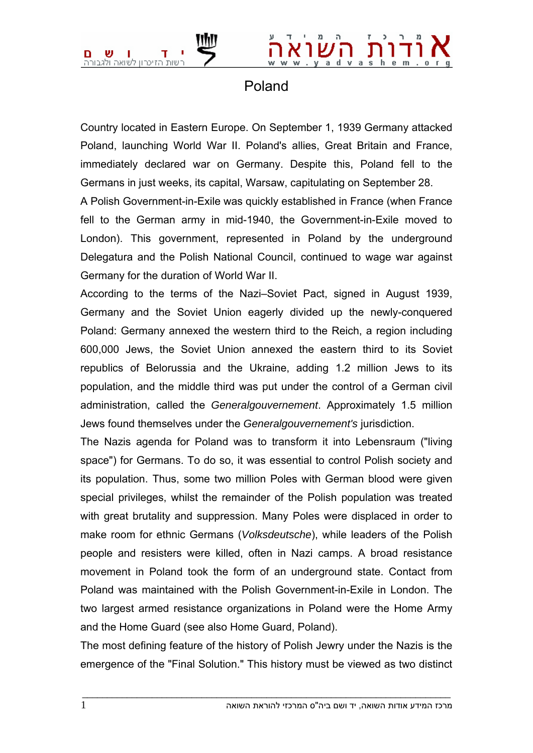# Poland

Country located in Eastern Europe. On September 1, 1939 Germany attacked Poland, launching World War II. Poland's allies, Great Britain and France, immediately declared war on Germany. Despite this, Poland fell to the Germans in just weeks, its capital, Warsaw, capitulating on September 28.

A Polish Government-in-Exile was quickly established in France (when France fell to the German army in mid-1940, the Government-in-Exile moved to London). This government, represented in Poland by the underground Delegatura and the Polish National Council, continued to wage war against Germany for the duration of World War II.

According to the terms of the Nazi–Soviet Pact, signed in August 1939, Germany and the Soviet Union eagerly divided up the newly-conquered Poland: Germany annexed the western third to the Reich, a region including 600,000 Jews, the Soviet Union annexed the eastern third to its Soviet republics of Belorussia and the Ukraine, adding 1.2 million Jews to its population, and the middle third was put under the control of a German civil administration, called the *Generalgouvernement*. Approximately 1.5 million Jews found themselves under the *Generalgouvernement's* jurisdiction.

The Nazis agenda for Poland was to transform it into Lebensraum ("living space") for Germans. To do so, it was essential to control Polish society and its population. Thus, some two million Poles with German blood were given special privileges, whilst the remainder of the Polish population was treated with great brutality and suppression. Many Poles were displaced in order to make room for ethnic Germans (*Volksdeutsche*), while leaders of the Polish people and resisters were killed, often in Nazi camps. A broad resistance movement in Poland took the form of an underground state. Contact from Poland was maintained with the Polish Government-in-Exile in London. The two largest armed resistance organizations in Poland were the Home Army and the Home Guard (see also Home Guard, Poland).

The most defining feature of the history of Polish Jewry under the Nazis is the emergence of the "Final Solution." This history must be viewed as two distinct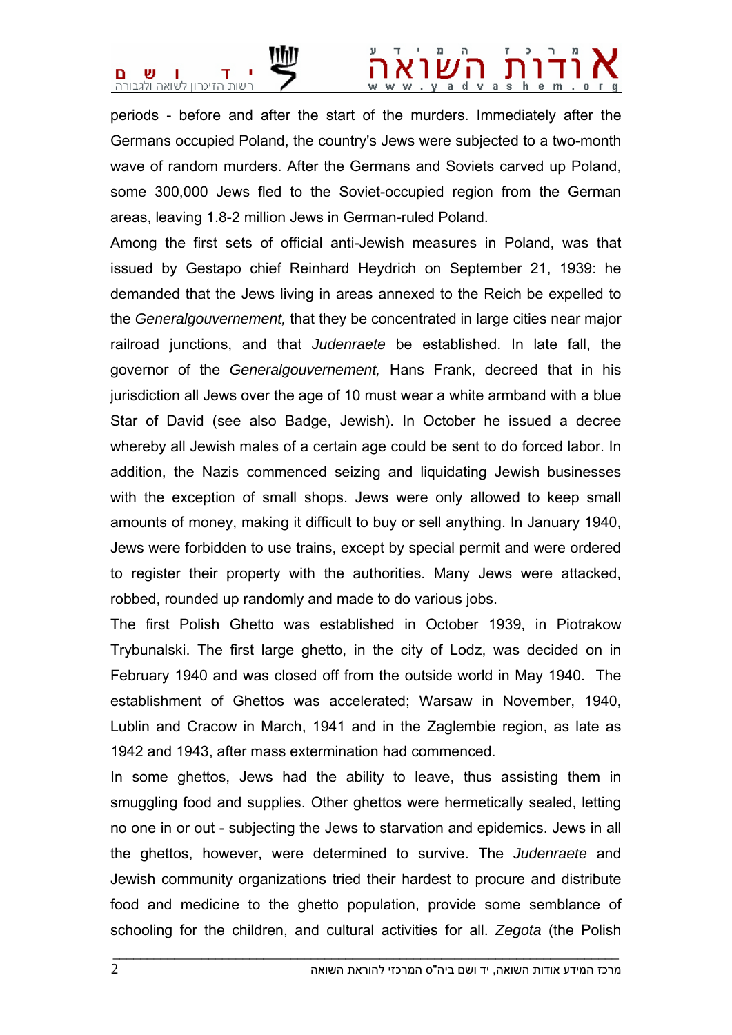periods - before and after the start of the murders. Immediately after the Germans occupied Poland, the country's Jews were subjected to a two-month wave of random murders. After the Germans and Soviets carved up Poland, some 300,000 Jews fled to the Soviet-occupied region from the German areas, leaving 1.8-2 million Jews in German-ruled Poland.

Among the first sets of official anti-Jewish measures in Poland, was that issued by Gestapo chief Reinhard Heydrich on September 21, 1939: he demanded that the Jews living in areas annexed to the Reich be expelled to the *Generalgouvernement,* that they be concentrated in large cities near major railroad junctions, and that *Judenraete* be established. In late fall, the governor of the *Generalgouvernement,* Hans Frank, decreed that in his jurisdiction all Jews over the age of 10 must wear a white armband with a blue Star of David (see also Badge, Jewish). In October he issued a decree whereby all Jewish males of a certain age could be sent to do forced labor. In addition, the Nazis commenced seizing and liquidating Jewish businesses with the exception of small shops. Jews were only allowed to keep small amounts of money, making it difficult to buy or sell anything. In January 1940, Jews were forbidden to use trains, except by special permit and were ordered to register their property with the authorities. Many Jews were attacked, robbed, rounded up randomly and made to do various jobs.

The first Polish Ghetto was established in October 1939, in Piotrakow Trybunalski. The first large ghetto, in the city of Lodz, was decided on in February 1940 and was closed off from the outside world in May 1940. The establishment of Ghettos was accelerated; Warsaw in November, 1940, Lublin and Cracow in March, 1941 and in the Zaglembie region, as late as 1942 and 1943, after mass extermination had commenced.

In some ghettos, Jews had the ability to leave, thus assisting them in smuggling food and supplies. Other ghettos were hermetically sealed, letting no one in or out - subjecting the Jews to starvation and epidemics. Jews in all the ghettos, however, were determined to survive. The *Judenraete* and Jewish community organizations tried their hardest to procure and distribute food and medicine to the ghetto population, provide some semblance of schooling for the children, and cultural activities for all. *Zegota* (the Polish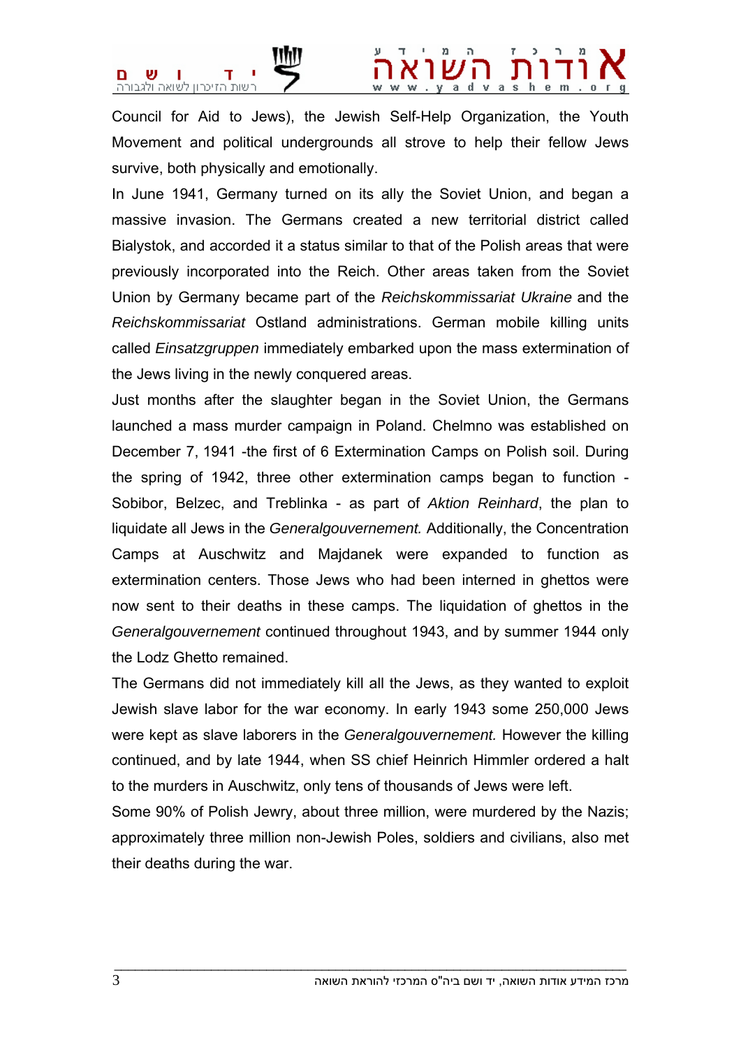Council for Aid to Jews), the Jewish Self-Help Organization, the Youth Movement and political undergrounds all strove to help their fellow Jews survive, both physically and emotionally.

In June 1941, Germany turned on its ally the Soviet Union, and began a massive invasion. The Germans created a new territorial district called Bialystok, and accorded it a status similar to that of the Polish areas that were previously incorporated into the Reich. Other areas taken from the Soviet Union by Germany became part of the *Reichskommissariat Ukraine* and the *Reichskommissariat* Ostland administrations. German mobile killing units called *Einsatzgruppen* immediately embarked upon the mass extermination of the Jews living in the newly conquered areas.

Just months after the slaughter began in the Soviet Union, the Germans launched a mass murder campaign in Poland. Chelmno was established on December 7, 1941 -the first of 6 Extermination Camps on Polish soil. During the spring of 1942, three other extermination camps began to function - Sobibor, Belzec, and Treblinka - as part of *Aktion Reinhard*, the plan to liquidate all Jews in the *Generalgouvernement.* Additionally, the Concentration Camps at Auschwitz and Majdanek were expanded to function as extermination centers. Those Jews who had been interned in ghettos were now sent to their deaths in these camps. The liquidation of ghettos in the *Generalgouvernement* continued throughout 1943, and by summer 1944 only the Lodz Ghetto remained.

The Germans did not immediately kill all the Jews, as they wanted to exploit Jewish slave labor for the war economy. In early 1943 some 250,000 Jews were kept as slave laborers in the *Generalgouvernement.* However the killing continued, and by late 1944, when SS chief Heinrich Himmler ordered a halt to the murders in Auschwitz, only tens of thousands of Jews were left.

Some 90% of Polish Jewry, about three million, were murdered by the Nazis; approximately three million non-Jewish Poles, soldiers and civilians, also met their deaths during the war.